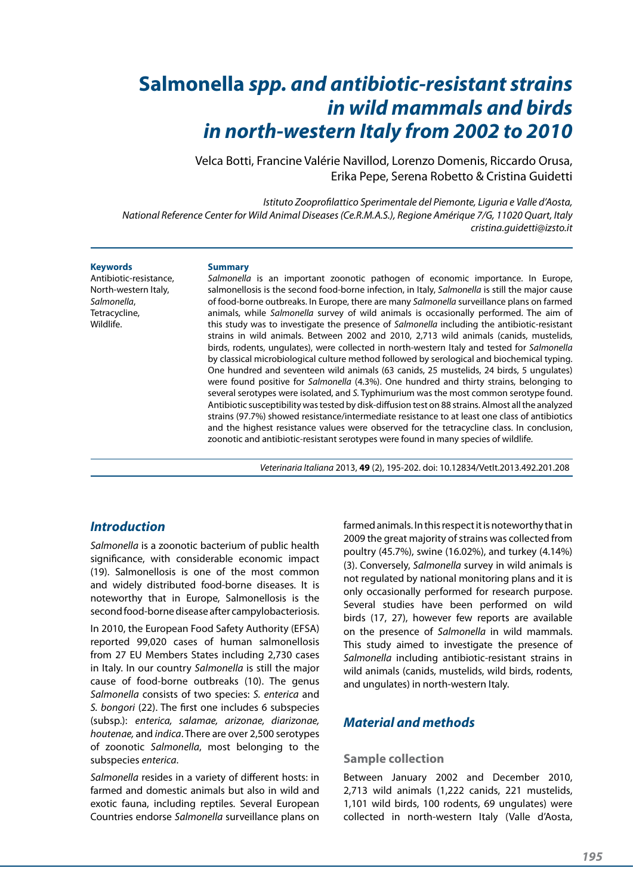# *Salmonella spp. and antibiotic-resistant strains in wild mammals and birds in north-western Italy from 2002 to 2010*

Velca Botti, Francine Valérie Navillod, Lorenzo Domenis, Riccardo Orusa, Erika Pepe, Serena Robetto & Cristina Guidetti

*Istituto Zooprofilattico Sperimentale del Piemonte, Liguria e Valle d'Aosta, National Reference Center for Wild Animal Diseases (Ce.R.M.A.S.), Regione Amérique 7/G, 11020 Quart, Italy*
*cristina.guidetti@izsto.it*

**Keywords**
Antibiotic-resistance, North-western Italy, *Salmonella*, Tetracycline, Wildlife.

**Summary**
*Salmonella* is an important zoonotic pathogen of economic importance. In Europe, salmonellosis is the second food-borne infection, in Italy, *Salmonella* is still the major cause of food-borne outbreaks. In Europe, there are many *Salmonella* surveillance plans on farmed animals, while *Salmonella* survey of wild animals is occasionally performed. The aim of this study was to investigate the presence of *Salmonella* including the antibiotic-resistant strains in wild animals. Between 2002 and 2010, 2,713 wild animals (canids, mustelids, birds, rodents, ungulates), were collected in north-western Italy and tested for *Salmonella* by classical microbiological culture method followed by serological and biochemical typing. One hundred and seventeen wild animals (63 canids, 25 mustelids, 24 birds, 5 ungulates) were found positive for *Salmonella* (4.3%). One hundred and thirty strains, belonging to several serotypes were isolated, and *S.* Typhimurium was the most common serotype found. Antibiotic susceptibility was tested by disk-diffusion test on 88 strains. Almost all the analyzed strains (97.7%) showed resistance/intermediate resistance to at least one class of antibiotics and the highest resistance values were observed for the tetracycline class. In conclusion, zoonotic and antibiotic-resistant serotypes were found in many species of wildlife.

*Veterinaria Italiana* 2013, **49** (2), 195-202. doi: 10.12834/VetIt.2013.492.201.208

## Introduction

*Salmonella* is a zoonotic bacterium of public health significance, with considerable economic impact (19). Salmonellosis is one of the most common and widely distributed food-borne diseases. It is noteworthy that in Europe, Salmonellosis is the second food-borne disease after campylobacteriosis.

In 2010, the European Food Safety Authority (EFSA) reported 99,020 cases of human salmonellosis from 27 EU Members States including 2,730 cases in Italy. In our country *Salmonella* is still the major cause of food-borne outbreaks (10). The genus *Salmonella* consists of two species: *S. enterica* and *S. bongori* (22). The first one includes 6 subspecies (subsp.): *enterica, salamae, arizonae, diarizonae, houtenae,* and *indica*. There are over 2,500 serotypes of zoonotic *Salmonella*, most belonging to the subspecies *enterica*.

*Salmonella* resides in a variety of different hosts: in farmed and domestic animals but also in wild and exotic fauna, including reptiles. Several European Countries endorse *Salmonella* surveillance plans on farmed animals. In this respect it is noteworthy that in 2009 the great majority of strains was collected from poultry (45.7%), swine (16.02%), and turkey (4.14%) (3). Conversely, *Salmonella* survey in wild animals is not regulated by national monitoring plans and it is only occasionally performed for research purpose. Several studies have been performed on wild birds (17, 27), however few reports are available on the presence of *Salmonella* in wild mammals. This study aimed to investigate the presence of *Salmonella* including antibiotic-resistant strains in wild animals (canids, mustelids, wild birds, rodents, and ungulates) in north-western Italy.

## Material and methods

### Sample collection

Between January 2002 and December 2010, 2,713 wild animals (1,222 canids, 221 mustelids, 1,101 wild birds, 100 rodents, 69 ungulates) were collected in north-western Italy (Valle d'Aosta,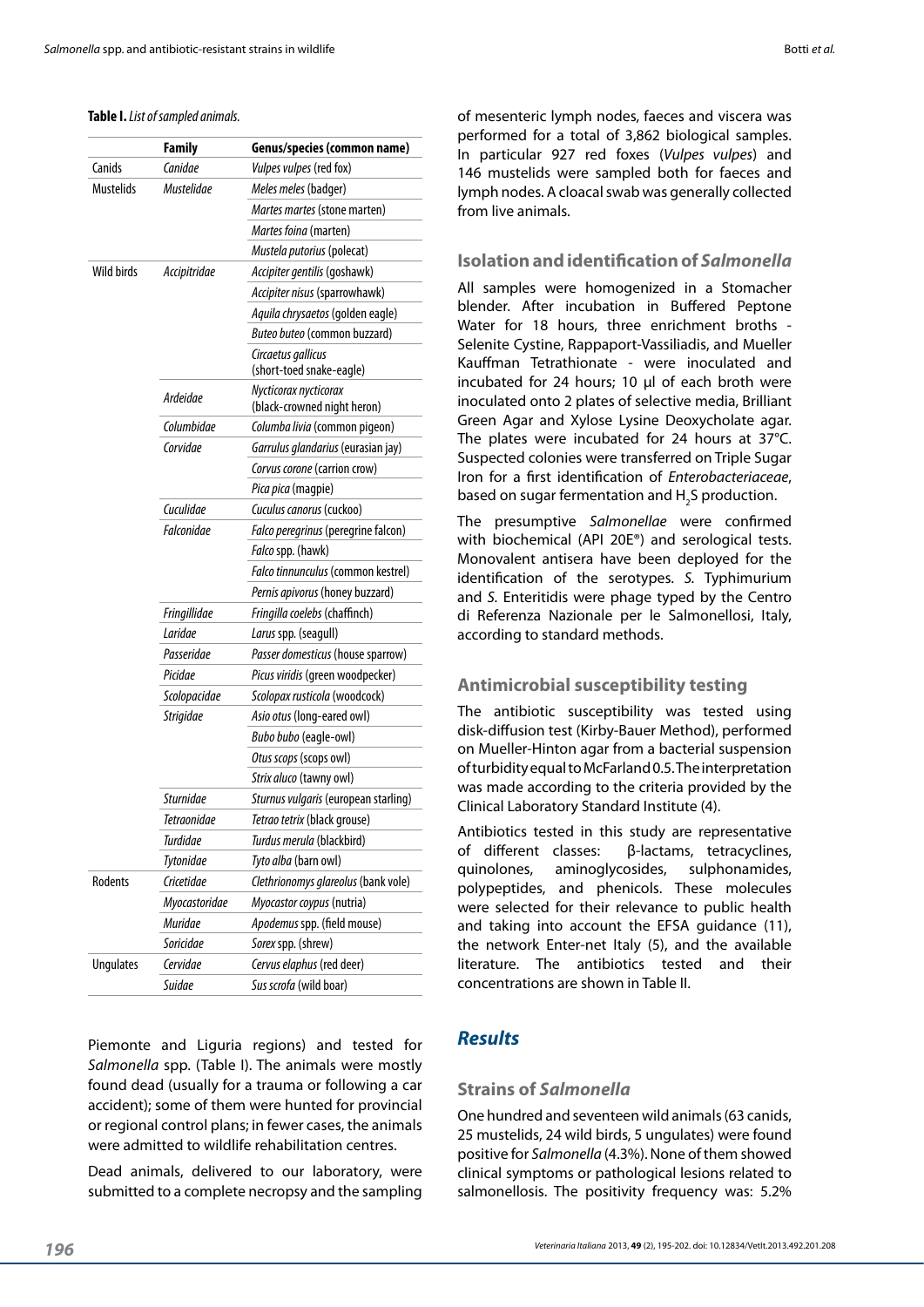**Table I.** *List of sampled animals.*

| | Family | Genus/species (common name) |
|---|---|---|
| Canids | *Canidae* | *Vulpes vulpes* (red fox) |
| Mustelids | *Mustelidae* | *Meles meles* (badger) |
| | | *Martes martes* (stone marten) |
| | | *Martes foina* (marten) |
| | | *Mustela putorius* (polecat) |
| Wild birds | *Accipitridae* | *Accipiter gentilis* (goshawk) |
| | | *Accipiter nisus* (sparrowhawk) |
| | | *Aquila chrysaetos* (golden eagle) |
| | | *Buteo buteo* (common buzzard) |
| | | *Circaetus gallicus* (short-toed snake-eagle) |
| | *Ardeidae* | *Nycticorax nycticorax* (black-crowned night heron) |
| | *Columbidae* | *Columba livia* (common pigeon) |
| | *Corvidae* | *Garrulus glandarius* (eurasian jay) |
| | | *Corvus corone* (carrion crow) |
| | | *Pica pica* (magpie) |
| | *Cuculidae* | *Cuculus canorus* (cuckoo) |
| | *Falconidae* | *Falco peregrinus* (peregrine falcon) |
| | | *Falco* spp. (hawk) |
| | | *Falco tinnunculus* (common kestrel) |
| | | *Pernis apivorus* (honey buzzard) |
| | *Fringillidae* | *Fringilla coelebs* (chaffinch) |
| | *Laridae* | *Larus* spp. (seagull) |
| | *Passeridae* | *Passer domesticus* (house sparrow) |
| | *Picidae* | *Picus viridis* (green woodpecker) |
| | *Scolopacidae* | *Scolopax rusticola* (woodcock) |
| | *Strigidae* | *Asio otus* (long-eared owl) |
| | | *Bubo bubo* (eagle-owl) |
| | | *Otus scops* (scops owl) |
| | | *Strix aluco* (tawny owl) |
| | *Sturnidae* | *Sturnus vulgaris* (european starling) |
| | *Tetraonidae* | *Tetrao tetrix* (black grouse) |
| | *Turdidae* | *Turdus merula* (blackbird) |
| | *Tytonidae* | *Tyto alba* (barn owl) |
| Rodents | *Cricetidae* | *Clethrionomys glareolus* (bank vole) |
| | *Myocastoridae* | *Myocastor coypus* (nutria) |
| | *Muridae* | *Apodemus* spp. (field mouse) |
| | *Soricidae* | *Sorex* spp. (shrew) |
| Ungulates | *Cervidae* | *Cervus elaphus* (red deer) |
| | *Suidae* | *Sus scrofa* (wild boar) |

Piemonte and Liguria regions) and tested for *Salmonella* spp. (Table I). The animals were mostly found dead (usually for a trauma or following a car accident); some of them were hunted for provincial or regional control plans; in fewer cases, the animals were admitted to wildlife rehabilitation centres.

Dead animals, delivered to our laboratory, were submitted to a complete necropsy and the sampling of mesenteric lymph nodes, faeces and viscera was performed for a total of 3,862 biological samples. In particular 927 red foxes (*Vulpes vulpes*) and 146 mustelids were sampled both for faeces and lymph nodes. A cloacal swab was generally collected from live animals.

## Isolation and identification of *Salmonella*

All samples were homogenized in a Stomacher blender. After incubation in Buffered Peptone Water for 18 hours, three enrichment broths - Selenite Cystine, Rappaport-Vassiliadis, and Mueller Kauffman Tetrathionate - were inoculated and incubated for 24 hours; 10 µl of each broth were inoculated onto 2 plates of selective media, Brilliant Green Agar and Xylose Lysine Deoxycholate agar. The plates were incubated for 24 hours at 37°C. Suspected colonies were transferred on Triple Sugar Iron for a first identification of *Enterobacteriaceae*, based on sugar fermentation and $H_2S$ production.

The presumptive *Salmonellae* were confirmed with biochemical (API 20E®) and serological tests. Monovalent antisera have been deployed for the identification of the serotypes. *S.* Typhimurium and *S.* Enteritidis were phage typed by the Centro di Referenza Nazionale per le Salmonellosi, Italy, according to standard methods.

## Antimicrobial susceptibility testing

The antibiotic susceptibility was tested using disk-diffusion test (Kirby-Bauer Method), performed on Mueller-Hinton agar from a bacterial suspension of turbidity equal to McFarland 0.5. The interpretation was made according to the criteria provided by the Clinical Laboratory Standard Institute (4).

Antibiotics tested in this study are representative of different classes: β-lactams, tetracyclines, quinolones, aminoglycosides, sulphonamides, polypeptides, and phenicols. These molecules were selected for their relevance to public health and taking into account the EFSA guidance (11), the network Enter-net Italy (5), and the available literature. The antibiotics tested and their concentrations are shown in Table II.

# *Results*

## Strains of *Salmonella*

One hundred and seventeen wild animals (63 canids, 25 mustelids, 24 wild birds, 5 ungulates) were found positive for *Salmonella* (4.3%). None of them showed clinical symptoms or pathological lesions related to salmonellosis. The positivity frequency was: 5.2%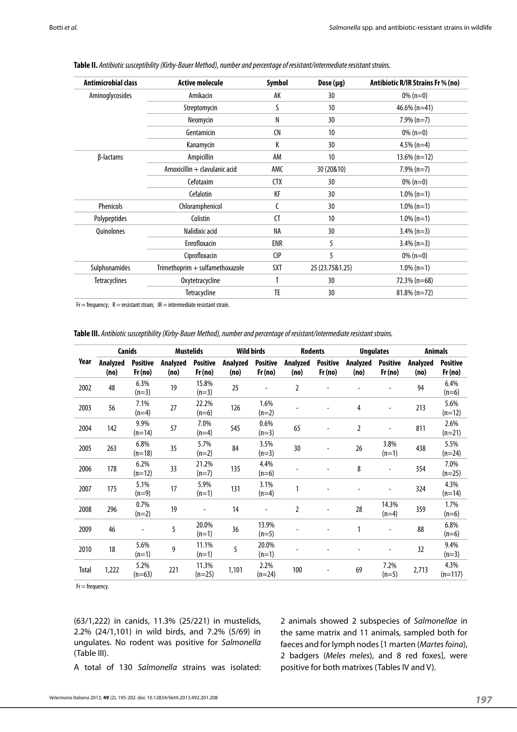**Table II.** *Antibiotic susceptibility (Kirby-Bauer Method), number and percentage of resistant/intermediate resistant strains.*

| Antimicrobial class | Active molecule | Symbol | Dose (µg) | Antibiotic R/IR Strains Fr % (no) |
|---|---|---|---|---|
| Aminoglycosides | Amikacin | AK | 30 | 0% (n=0) |
| | Streptomycin | S | 10 | 46.6% (n=41) |
| | Neomycin | N | 30 | 7.9% (n=7) |
| | Gentamicin | CN | 10 | 0% (n=0) |
| | Kanamycin | K | 30 | 4.5% (n=4) |
| β-lactams | Ampicillin | AM | 10 | 13.6% (n=12) |
| | Amoxicillin + clavulanic acid | AMC | 30 (20&10) | 7.9% (n=7) |
| | Cefotaxim | CTX | 30 | 0% (n=0) |
| | Cefalotin | KF | 30 | 1.0% (n=1) |
| Phenicols | Chloramphenicol | C | 30 | 1.0% (n=1) |
| Polypeptides | Colistin | CT | 10 | 1.0% (n=1) |
| Quinolones | Nalidixic acid | NA | 30 | 3.4% (n=3) |
| | Enrofloxacin | ENR | 5 | 3.4% (n=3) |
| | Ciprofloxacin | CIP | 5 | 0% (n=0) |
| Sulphonamides | Trimethoprim + sulfamethoxazole | SXT | 25 (23.75&1.25) | 1.0% (n=1) |
| Tetracyclines | Oxytetracycline | T | 30 | 72.3% (n=68) |
| | Tetracycline | TE | 30 | 81.8% (n=72) |

Fr = frequency; R = resistant strain; IR = intermediate resistant strain.

**Table III.** *Antibiotic susceptibility (Kirby-Bauer Method), number and percentage of resistant/intermediate resistant strains.*

| Year | Canids | | Mustelids | | Wild birds | | Rodents | | Ungulates | | Animals | |
|---|---|---|---|---|---|---|---|---|---|---|---|---|
| | Analyzed (no) | Positive Fr (no) | Analyzed (no) | Positive Fr (no) | Analyzed (no) | Positive Fr (no) | Analyzed (no) | Positive Fr (no) | Analyzed (no) | Positive Fr (no) | Analyzed (no) | Positive Fr (no) |
| 2002 | 48 | 6.3% (n=3) | 19 | 15.8% (n=3) | 25 | - | 2 | - | - | - | 94 | 6.4% (n=6) |
| 2003 | 56 | 7.1% (n=4) | 27 | 22.2% (n=6) | 126 | 1.6% (n=2) | - | - | 4 | - | 213 | 5.6% (n=12) |
| 2004 | 142 | 9.9% (n=14) | 57 | 7.0% (n=4) | 545 | 0.6% (n=3) | 65 | - | 2 | - | 811 | 2.6% (n=21) |
| 2005 | 263 | 6.8% (n=18) | 35 | 5.7% (n=2) | 84 | 3.5% (n=3) | 30 | - | 26 | 3.8% (n=1) | 438 | 5.5% (n=24) |
| 2006 | 178 | 6.2% (n=12) | 33 | 21.2% (n=7) | 135 | 4.4% (n=6) | - | - | 8 | - | 354 | 7.0% (n=25) |
| 2007 | 175 | 5.1% (n=9) | 17 | 5.9% (n=1) | 131 | 3.1% (n=4) | 1 | - | - | - | 324 | 4.3% (n=14) |
| 2008 | 296 | 0.7% (n=2) | 19 | - | 14 | - | 2 | - | 28 | 14.3% (n=4) | 359 | 1.7% (n=6) |
| 2009 | 46 | - | 5 | 20.0% (n=1) | 36 | 13.9% (n=5) | - | - | 1 | - | 88 | 6.8% (n=6) |
| 2010 | 18 | 5.6% (n=1) | 9 | 11.1% (n=1) | 5 | 20.0% (n=1) | - | - | - | - | 32 | 9.4% (n=3) |
| Total | 1,222 | 5.2% (n=63) | 221 | 11.3% (n=25) | 1,101 | 2.2% (n=24) | 100 | - | 69 | 7.2% (n=5) | 2,713 | 4.3% (n=117) |

Fr = frequency.

(63/1,222) in canids, 11.3% (25/221) in mustelids, 2.2% (24/1,101) in wild birds, and 7.2% (5/69) in ungulates. No rodent was positive for *Salmonella* (Table III).

A total of 130 *Salmonella* strains was isolated: 2 animals showed 2 subspecies of *Salmonellae* in the same matrix and 11 animals, sampled both for faeces and for lymph nodes [1 marten (*Martes foina*), 2 badgers (*Meles meles*), and 8 red foxes], were positive for both matrixes (Tables IV and V).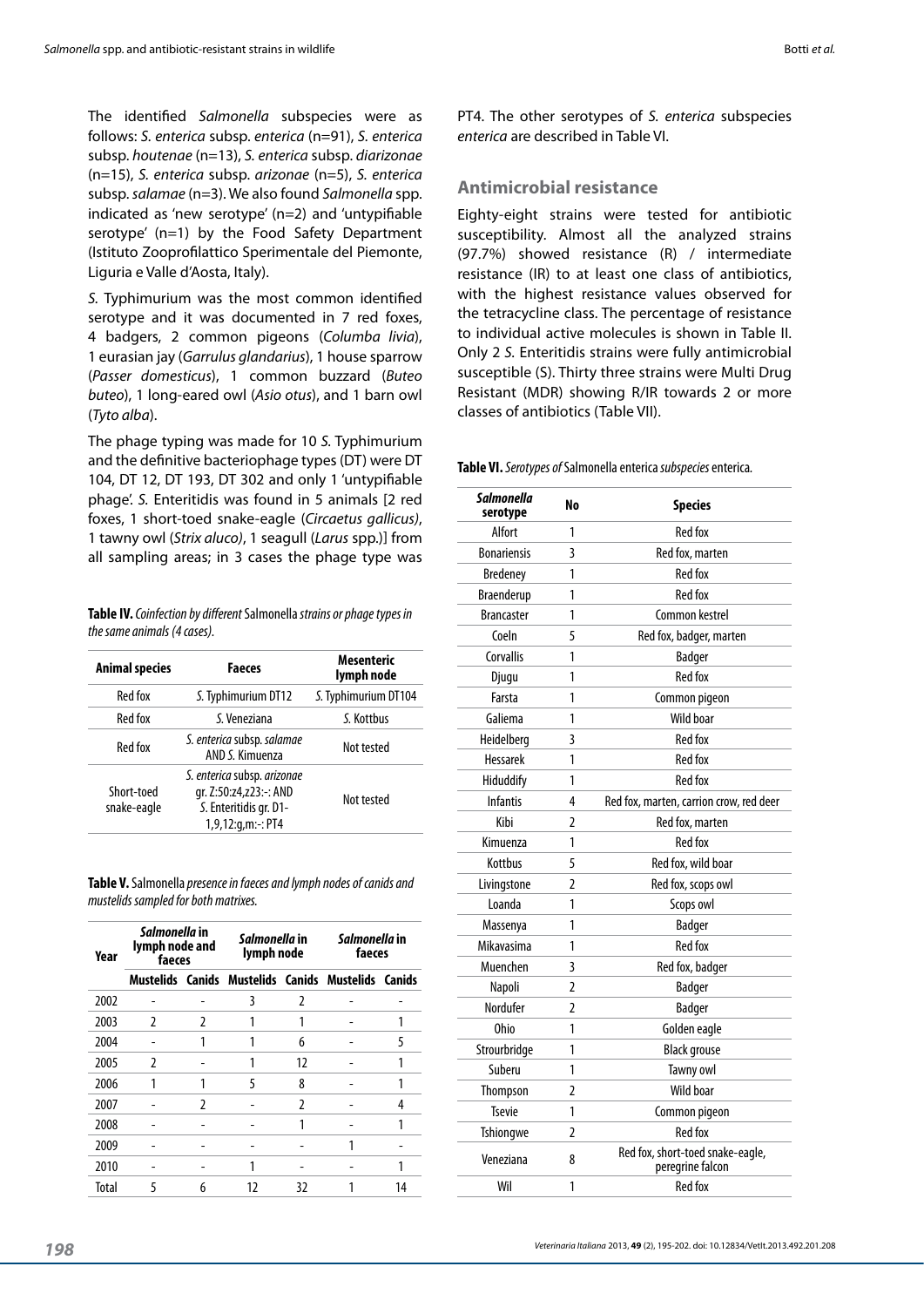The identified *Salmonella* subspecies were as follows: *S. enterica* subsp. *enterica* (n=91), *S. enterica* subsp. *houtenae* (n=13), *S. enterica* subsp. *diarizonae* (n=15), *S. enterica* subsp. *arizonae* (n=5), *S. enterica* subsp. *salamae* (n=3). We also found *Salmonella* spp. indicated as 'new serotype' (n=2) and 'untypifiable serotype' (n=1) by the Food Safety Department (Istituto Zooprofilattico Sperimentale del Piemonte, Liguria e Valle d'Aosta, Italy).

*S.* Typhimurium was the most common identified serotype and it was documented in 7 red foxes, 4 badgers, 2 common pigeons (*Columba livia*), 1 eurasian jay (*Garrulus glandarius*), 1 house sparrow (*Passer domesticus*), 1 common buzzard (*Buteo buteo*), 1 long-eared owl (*Asio otus*), and 1 barn owl (*Tyto alba*).

The phage typing was made for 10 *S.* Typhimurium and the definitive bacteriophage types (DT) were DT 104, DT 12, DT 193, DT 302 and only 1 'untypifiable phage'. *S.* Enteritidis was found in 5 animals [2 red foxes, 1 short-toed snake-eagle (*Circaetus gallicus*), 1 tawny owl (*Strix aluco*), 1 seagull (*Larus* spp.)] from all sampling areas; in 3 cases the phage type was PT4. The other serotypes of *S. enterica* subspecies *enterica* are described in Table VI.

**Table IV.** *Coinfection by different* Salmonella *strains or phage types in the same animals (4 cases).*

| Animal species | Faeces | Mesenteric lymph node |
|---|---|---|
| Red fox | *S.* Typhimurium DT12 | *S.* Typhimurium DT104 |
| Red fox | *S.* Veneziana | *S.* Kottbus |
| Red fox | *S. enterica* subsp. *salamae* AND *S.* Kimuenza | Not tested |
| Short-toed snake-eagle | *S. enterica* subsp. *arizonae* gr. Z:50:z4,z23:-: AND *S.* Enteritidis gr. D1-1,9,12:g,m:-: PT4 | Not tested |

**Table V.** Salmonella *presence in faeces and lymph nodes of canids and mustelids sampled for both matrixes.*

| Year | *Salmonella* in lymph node and faeces | | *Salmonella* in lymph node | | *Salmonella* in faeces | |
|---|---|---|---|---|---|---|
| | Mustelids | Canids | Mustelids | Canids | Mustelids | Canids |
| 2002 | - | - | 3 | 2 | - | - |
| 2003 | 2 | 2 | 1 | 1 | - | 1 |
| 2004 | - | 1 | 1 | 6 | - | 5 |
| 2005 | 2 | - | 1 | 12 | - | 1 |
| 2006 | 1 | 1 | 5 | 8 | - | 1 |
| 2007 | - | 2 | - | 2 | - | 4 |
| 2008 | - | - | - | 1 | - | 1 |
| 2009 | - | - | - | - | 1 | - |
| 2010 | - | - | 1 | - | - | 1 |
| Total | 5 | 6 | 12 | 32 | 1 | 14 |

## Antimicrobial resistance

Eighty-eight strains were tested for antibiotic susceptibility. Almost all the analyzed strains (97.7%) showed resistance (R) / intermediate resistance (IR) to at least one class of antibiotics, with the highest resistance values observed for the tetracycline class. The percentage of resistance to individual active molecules is shown in Table II. Only 2 *S.* Enteritidis strains were fully antimicrobial susceptible (S). Thirty three strains were Multi Drug Resistant (MDR) showing R/IR towards 2 or more classes of antibiotics (Table VII).

**Table VI.** *Serotypes of* Salmonella enterica *subspecies* enterica.

| *Salmonella* serotype | No | Species |
|---|---|---|
| Alfort | 1 | Red fox |
| Bonariensis | 3 | Red fox, marten |
| Bredeney | 1 | Red fox |
| Braenderup | 1 | Red fox |
| Brancaster | 1 | Common kestrel |
| Coeln | 5 | Red fox, badger, marten |
| Corvallis | 1 | Badger |
| Djugu | 1 | Red fox |
| Farsta | 1 | Common pigeon |
| Galiema | 1 | Wild boar |
| Heidelberg | 3 | Red fox |
| Hessarek | 1 | Red fox |
| Hiduddify | 1 | Red fox |
| Infantis | 4 | Red fox, marten, carrion crow, red deer |
| Kibi | 2 | Red fox, marten |
| Kimuenza | 1 | Red fox |
| Kottbus | 5 | Red fox, wild boar |
| Livingstone | 2 | Red fox, scops owl |
| Loanda | 1 | Scops owl |
| Massenya | 1 | Badger |
| Mikavasima | 1 | Red fox |
| Muenchen | 3 | Red fox, badger |
| Napoli | 2 | Badger |
| Nordufer | 2 | Badger |
| Ohio | 1 | Golden eagle |
| Strourbridge | 1 | Black grouse |
| Suberu | 1 | Tawny owl |
| Thompson | 2 | Wild boar |
| Tsevie | 1 | Common pigeon |
| Tshiongwe | 2 | Red fox |
| Veneziana | 8 | Red fox, short-toed snake-eagle, peregrine falcon |
| Wil | 1 | Red fox |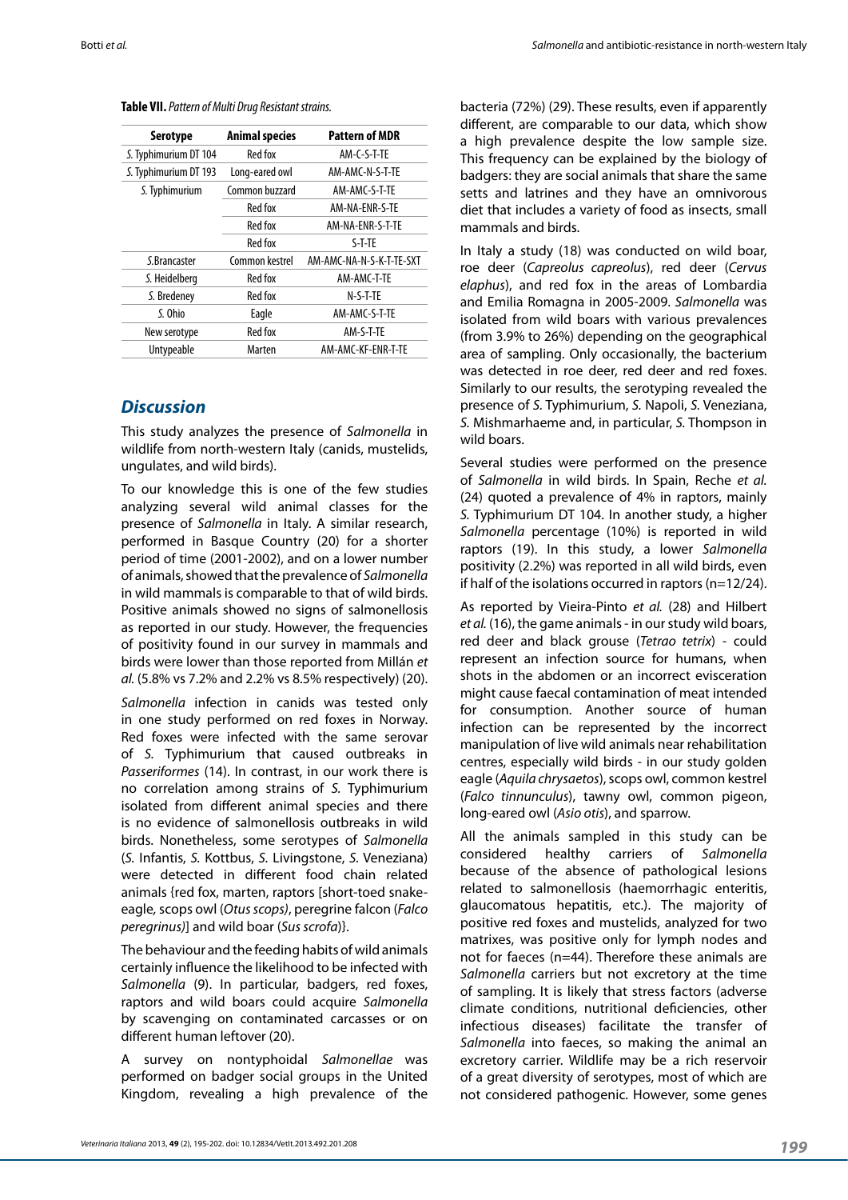**Table VII.** *Pattern of Multi Drug Resistant strains.*

| Serotype | Animal species | Pattern of MDR |
|---|---|---|
| *S.* Typhimurium DT 104 | Red fox | AM-C-S-T-TE |
| *S.* Typhimurium DT 193 | Long-eared owl | AM-AMC-N-S-T-TE |
| *S.* Typhimurium | Common buzzard | AM-AMC-S-T-TE |
| | Red fox | AM-NA-ENR-S-TE |
| | Red fox | AM-NA-ENR-S-T-TE |
| | Red fox | S-T-TE |
| *S.*Brancaster | Common kestrel | AM-AMC-NA-N-S-K-T-TE-SXT |
| *S.* Heidelberg | Red fox | AM-AMC-T-TE |
| *S.* Bredeney | Red fox | N-S-T-TE |
| *S.* Ohio | Eagle | AM-AMC-S-T-TE |
| New serotype | Red fox | AM-S-T-TE |
| Untypeable | Marten | AM-AMC-KF-ENR-T-TE |

## Discussion

This study analyzes the presence of *Salmonella* in wildlife from north-western Italy (canids, mustelids, ungulates, and wild birds).

To our knowledge this is one of the few studies analyzing several wild animal classes for the presence of *Salmonella* in Italy. A similar research, performed in Basque Country (20) for a shorter period of time (2001-2002), and on a lower number of animals, showed that the prevalence of *Salmonella* in wild mammals is comparable to that of wild birds. Positive animals showed no signs of salmonellosis as reported in our study. However, the frequencies of positivity found in our survey in mammals and birds were lower than those reported from Millán *et al.* (5.8% vs 7.2% and 2.2% vs 8.5% respectively) (20).

*Salmonella* infection in canids was tested only in one study performed on red foxes in Norway. Red foxes were infected with the same serovar of *S.* Typhimurium that caused outbreaks in *Passeriformes* (14). In contrast, in our work there is no correlation among strains of *S.* Typhimurium isolated from different animal species and there is no evidence of salmonellosis outbreaks in wild birds. Nonetheless, some serotypes of *Salmonella* (*S.* Infantis, *S.* Kottbus, *S.* Livingstone, *S.* Veneziana) were detected in different food chain related animals {red fox, marten, raptors [short-toed snake-eagle, scops owl (*Otus scops)*, peregrine falcon (*Falco peregrinus)*] and wild boar (*Sus scrofa*)}.

The behaviour and the feeding habits of wild animals certainly influence the likelihood to be infected with *Salmonella* (9). In particular, badgers, red foxes, raptors and wild boars could acquire *Salmonella* by scavenging on contaminated carcasses or on different human leftover (20).

A survey on nontyphoidal *Salmonellae* was performed on badger social groups in the United Kingdom, revealing a high prevalence of the bacteria (72%) (29). These results, even if apparently different, are comparable to our data, which show a high prevalence despite the low sample size. This frequency can be explained by the biology of badgers: they are social animals that share the same setts and latrines and they have an omnivorous diet that includes a variety of food as insects, small mammals and birds.

In Italy a study (18) was conducted on wild boar, roe deer (*Capreolus capreolus*), red deer (*Cervus elaphus*), and red fox in the areas of Lombardia and Emilia Romagna in 2005-2009. *Salmonella* was isolated from wild boars with various prevalences (from 3.9% to 26%) depending on the geographical area of sampling. Only occasionally, the bacterium was detected in roe deer, red deer and red foxes. Similarly to our results, the serotyping revealed the presence of *S.* Typhimurium, *S.* Napoli, *S.* Veneziana, *S.* Mishmarhaeme and, in particular, *S.* Thompson in wild boars.

Several studies were performed on the presence of *Salmonella* in wild birds. In Spain, Reche *et al.* (24) quoted a prevalence of 4% in raptors, mainly *S.* Typhimurium DT 104. In another study, a higher *Salmonella* percentage (10%) is reported in wild raptors (19). In this study, a lower *Salmonella* positivity (2.2%) was reported in all wild birds, even if half of the isolations occurred in raptors (n=12/24).

As reported by Vieira-Pinto *et al.* (28) and Hilbert *et al.* (16), the game animals - in our study wild boars, red deer and black grouse (*Tetrao tetrix*) - could represent an infection source for humans, when shots in the abdomen or an incorrect evisceration might cause faecal contamination of meat intended for consumption. Another source of human infection can be represented by the incorrect manipulation of live wild animals near rehabilitation centres, especially wild birds - in our study golden eagle (*Aquila chrysaetos*), scops owl, common kestrel (*Falco tinnunculus*), tawny owl, common pigeon, long-eared owl (*Asio otis*), and sparrow.

All the animals sampled in this study can be considered healthy carriers of *Salmonella* because of the absence of pathological lesions related to salmonellosis (haemorrhagic enteritis, glaucomatous hepatitis, etc.). The majority of positive red foxes and mustelids, analyzed for two matrixes, was positive only for lymph nodes and not for faeces (n=44). Therefore these animals are *Salmonella* carriers but not excretory at the time of sampling. It is likely that stress factors (adverse climate conditions, nutritional deficiencies, other infectious diseases) facilitate the transfer of *Salmonella* into faeces, so making the animal an excretory carrier. Wildlife may be a rich reservoir of a great diversity of serotypes, most of which are not considered pathogenic. However, some genes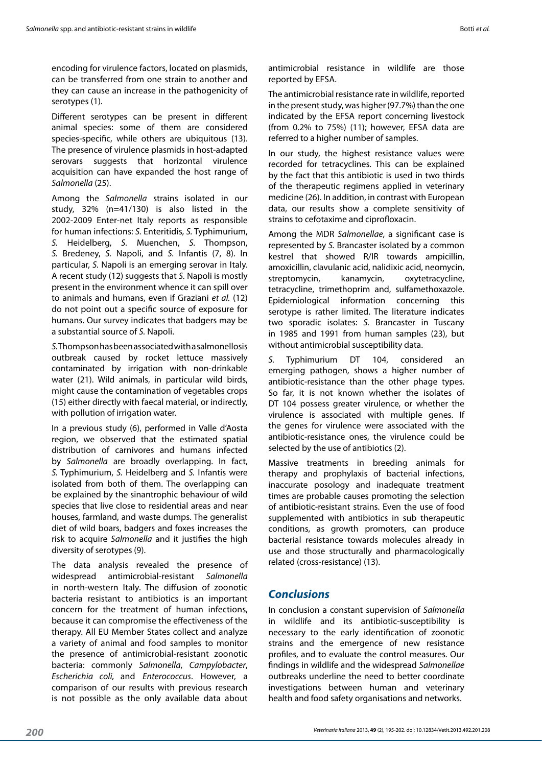encoding for virulence factors, located on plasmids, can be transferred from one strain to another and they can cause an increase in the pathogenicity of serotypes (1).

Different serotypes can be present in different animal species: some of them are considered species-specific, while others are ubiquitous (13). The presence of virulence plasmids in host-adapted serovars suggests that horizontal virulence acquisition can have expanded the host range of *Salmonella* (25).

Among the *Salmonella* strains isolated in our study, 32% (n=41/130) is also listed in the 2002-2009 Enter-net Italy reports as responsible for human infections: *S.* Enteritidis, *S.* Typhimurium, *S.* Heidelberg, *S.* Muenchen, *S.* Thompson, *S.* Bredeney, *S.* Napoli, and *S.* Infantis (7, 8). In particular, *S.* Napoli is an emerging serovar in Italy. A recent study (12) suggests that *S.* Napoli is mostly present in the environment whence it can spill over to animals and humans, even if Graziani *et al.* (12) do not point out a specific source of exposure for humans. Our survey indicates that badgers may be a substantial source of *S.* Napoli.

*S.* Thompson has been associated with a salmonellosis outbreak caused by rocket lettuce massively contaminated by irrigation with non-drinkable water (21). Wild animals, in particular wild birds, might cause the contamination of vegetables crops (15) either directly with faecal material, or indirectly, with pollution of irrigation water.

In a previous study (6), performed in Valle d'Aosta region, we observed that the estimated spatial distribution of carnivores and humans infected by *Salmonella* are broadly overlapping. In fact, *S.* Typhimurium, *S.* Heidelberg and *S.* Infantis were isolated from both of them. The overlapping can be explained by the sinantrophic behaviour of wild species that live close to residential areas and near houses, farmland, and waste dumps. The generalist diet of wild boars, badgers and foxes increases the risk to acquire *Salmonella* and it justifies the high diversity of serotypes (9).

The data analysis revealed the presence of widespread antimicrobial-resistant *Salmonella* in north-western Italy. The diffusion of zoonotic bacteria resistant to antibiotics is an important concern for the treatment of human infections, because it can compromise the effectiveness of the therapy. All EU Member States collect and analyze a variety of animal and food samples to monitor the presence of antimicrobial-resistant zoonotic bacteria: commonly *Salmonella*, *Campylobacter*, *Escherichia coli,* and *Enterococcus*. However, a comparison of our results with previous research is not possible as the only available data about antimicrobial resistance in wildlife are those reported by EFSA.

The antimicrobial resistance rate in wildlife, reported in the present study, was higher (97.7%) than the one indicated by the EFSA report concerning livestock (from 0.2% to 75%) (11); however, EFSA data are referred to a higher number of samples.

In our study, the highest resistance values were recorded for tetracyclines. This can be explained by the fact that this antibiotic is used in two thirds of the therapeutic regimens applied in veterinary medicine (26). In addition, in contrast with European data, our results show a complete sensitivity of strains to cefotaxime and ciprofloxacin.

Among the MDR *Salmonellae*, a significant case is represented by *S.* Brancaster isolated by a common kestrel that showed R/IR towards ampicillin, amoxicillin, clavulanic acid, nalidixic acid, neomycin, streptomycin, kanamycin, oxytetracycline, tetracycline, trimethoprim and, sulfamethoxazole. Epidemiological information concerning this serotype is rather limited. The literature indicates two sporadic isolates: *S.* Brancaster in Tuscany in 1985 and 1991 from human samples (23), but without antimicrobial susceptibility data.

*S.* Typhimurium DT 104, considered an emerging pathogen, shows a higher number of antibiotic-resistance than the other phage types. So far, it is not known whether the isolates of DT 104 possess greater virulence, or whether the virulence is associated with multiple genes. If the genes for virulence were associated with the antibiotic-resistance ones, the virulence could be selected by the use of antibiotics (2).

Massive treatments in breeding animals for therapy and prophylaxis of bacterial infections, inaccurate posology and inadequate treatment times are probable causes promoting the selection of antibiotic-resistant strains. Even the use of food supplemented with antibiotics in sub therapeutic conditions, as growth promoters, can produce bacterial resistance towards molecules already in use and those structurally and pharmacologically related (cross-resistance) (13).

## Conclusions

In conclusion a constant supervision of *Salmonella* in wildlife and its antibiotic-susceptibility is necessary to the early identification of zoonotic strains and the emergence of new resistance profiles, and to evaluate the control measures. Our findings in wildlife and the widespread *Salmonellae* outbreaks underline the need to better coordinate investigations between human and veterinary health and food safety organisations and networks.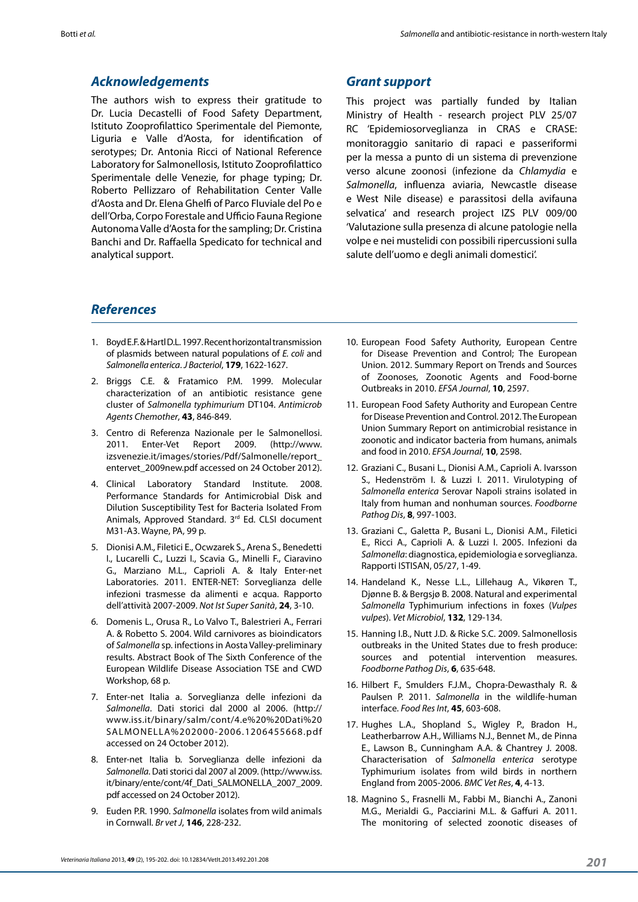## Acknowledgements

The authors wish to express their gratitude to Dr. Lucia Decastelli of Food Safety Department, Istituto Zooprofilattico Sperimentale del Piemonte, Liguria e Valle d'Aosta, for identification of serotypes; Dr. Antonia Ricci of National Reference Laboratory for Salmonellosis, Istituto Zooprofilattico Sperimentale delle Venezie, for phage typing; Dr. Roberto Pellizzaro of Rehabilitation Center Valle d'Aosta and Dr. Elena Ghelfi of Parco Fluviale del Po e dell'Orba, Corpo Forestale and Ufficio Fauna Regione Autonoma Valle d'Aosta for the sampling; Dr. Cristina Banchi and Dr. Raffaella Spedicato for technical and analytical support.

## Grant support

This project was partially funded by Italian Ministry of Health - research project PLV 25/07 RC 'Epidemiosorveglianza in CRAS e CRASE: monitoraggio sanitario di rapaci e passeriformi per la messa a punto di un sistema di prevenzione verso alcune zoonosi (infezione da *Chlamydia* e *Salmonella*, influenza aviaria, Newcastle disease e West Nile disease) e parassitosi della avifauna selvatica' and research project IZS PLV 009/00 'Valutazione sulla presenza di alcune patologie nella volpe e nei mustelidi con possibili ripercussioni sulla salute dell'uomo e degli animali domestici'.

## References

1. Boyd E.F. & Hartl D.L. 1997. Recent horizontal transmission of plasmids between natural populations of *E. coli* and *Salmonella enterica*. *J Bacteriol*, **179**, 1622-1627.
2. Briggs C.E. & Fratamico P.M. 1999. Molecular characterization of an antibiotic resistance gene cluster of *Salmonella typhimurium* DT104. *Antimicrob Agents Chemother*, **43**, 846-849.
3. Centro di Referenza Nazionale per le Salmonellosi. 2011. Enter-Vet Report 2009. (http://www.izsvenezie.it/images/stories/Pdf/Salmonelle/report_entervet_2009new.pdf accessed on 24 October 2012).
4. Clinical Laboratory Standard Institute. 2008. Performance Standards for Antimicrobial Disk and Dilution Susceptibility Test for Bacteria Isolated From Animals, Approved Standard. 3rd Ed. CLSI document M31-A3. Wayne, PA, 99 p.
5. Dionisi A.M., Filetici E., Ocwzarek S., Arena S., Benedetti I., Lucarelli C., Luzzi I., Scavia G., Minelli F., Ciaravino G., Marziano M.L., Caprioli A. & Italy Enter-net Laboratories. 2011. ENTER-NET: Sorveglianza delle infezioni trasmesse da alimenti e acqua. Rapporto dell'attività 2007-2009. *Not Ist Super Sanità*, **24**, 3-10.
6. Domenis L., Orusa R., Lo Valvo T., Balestrieri A., Ferrari A. & Robetto S. 2004. Wild carnivores as bioindicators of *Salmonella* sp. infections in Aosta Valley-preliminary results. Abstract Book of The Sixth Conference of the European Wildlife Disease Association TSE and CWD Workshop, 68 p.
7. Enter-net Italia a. Sorveglianza delle infezioni da *Salmonella*. Dati storici dal 2000 al 2006. (http://www.iss.it/binary/salm/cont/4.e%20%20Dati%20SALMONELLA%202000-2006.1206455668.pdf accessed on 24 October 2012).
8. Enter-net Italia b. Sorveglianza delle infezioni da *Salmonella*. Dati storici dal 2007 al 2009. (http://www.iss.it/binary/ente/cont/4f_Dati_SALMONELLA_2007_2009.pdf accessed on 24 October 2012).
9. Euden P.R. 1990. *Salmonella* isolates from wild animals in Cornwall. *Br vet J*, **146**, 228-232.
10. European Food Safety Authority, European Centre for Disease Prevention and Control; The European Union. 2012. Summary Report on Trends and Sources of Zoonoses, Zoonotic Agents and Food-borne Outbreaks in 2010. *EFSA Journal*, **10**, 2597.
11. European Food Safety Authority and European Centre for Disease Prevention and Control. 2012. The European Union Summary Report on antimicrobial resistance in zoonotic and indicator bacteria from humans, animals and food in 2010. *EFSA Journal*, **10**, 2598.
12. Graziani C., Busani L., Dionisi A.M., Caprioli A. Ivarsson S., Hedenström I. & Luzzi I. 2011. Virulotyping of *Salmonella enterica* Serovar Napoli strains isolated in Italy from human and nonhuman sources. *Foodborne Pathog Dis*, **8**, 997-1003.
13. Graziani C., Galetta P., Busani L., Dionisi A.M., Filetici E., Ricci A., Caprioli A. & Luzzi I. 2005. Infezioni da *Salmonella*: diagnostica, epidemiologia e sorveglianza. Rapporti ISTISAN, 05/27, 1-49.
14. Handeland K., Nesse L.L., Lillehaug A., Vikøren T., Djønne B. & Bergsjø B. 2008. Natural and experimental *Salmonella* Typhimurium infections in foxes (*Vulpes vulpes*). *Vet Microbiol*, **132**, 129-134.
15. Hanning I.B., Nutt J.D. & Ricke S.C. 2009. Salmonellosis outbreaks in the United States due to fresh produce: sources and potential intervention measures. *Foodborne Pathog Dis*, **6**, 635-648.
16. Hilbert F., Smulders F.J.M., Chopra-Dewasthaly R. & Paulsen P. 2011. *Salmonella* in the wildlife-human interface. *Food Res Int*, **45**, 603-608.
17. Hughes L.A., Shopland S., Wigley P., Bradon H., Leatherbarrow A.H., Williams N.J., Bennet M., de Pinna E., Lawson B., Cunningham A.A. & Chantrey J. 2008. Characterisation of *Salmonella enterica* serotype Typhimurium isolates from wild birds in northern England from 2005-2006. *BMC Vet Res*, **4**, 4-13.
18. Magnino S., Frasnelli M., Fabbi M., Bianchi A., Zanoni M.G., Merialdi G., Pacciarini M.L. & Gaffuri A. 2011. The monitoring of selected zoonotic diseases of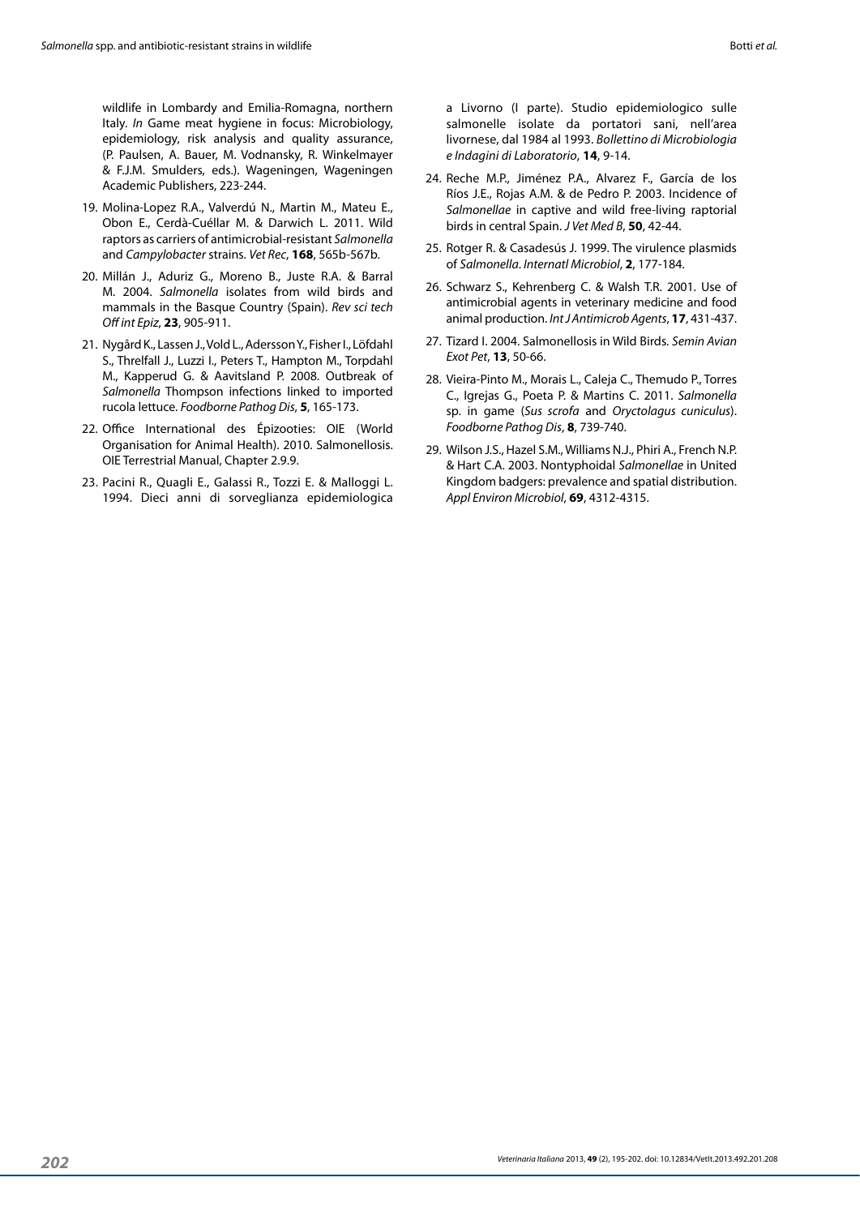wildlife in Lombardy and Emilia-Romagna, northern Italy. *In* Game meat hygiene in focus: Microbiology, epidemiology, risk analysis and quality assurance, (P. Paulsen, A. Bauer, M. Vodnansky, R. Winkelmayer & F.J.M. Smulders, eds.). Wageningen, Wageningen Academic Publishers, 223-244.

19. Molina-Lopez R.A., Valverdú N., Martin M., Mateu E., Obon E., Cerdà-Cuéllar M. & Darwich L. 2011. Wild raptors as carriers of antimicrobial-resistant *Salmonella* and *Campylobacter* strains. *Vet Rec*, **168**, 565b-567b.

20. Millán J., Aduriz G., Moreno B., Juste R.A. & Barral M. 2004. *Salmonella* isolates from wild birds and mammals in the Basque Country (Spain). *Rev sci tech Off int Epiz*, **23**, 905-911.

21. Nygård K., Lassen J., Vold L., Adersson Y., Fisher I., Löfdahl S., Threlfall J., Luzzi I., Peters T., Hampton M., Torpdahl M., Kapperud G. & Aavitsland P. 2008. Outbreak of *Salmonella* Thompson infections linked to imported rucola lettuce. *Foodborne Pathog Dis*, **5**, 165-173.

22. Office International des Épizooties: OIE (World Organisation for Animal Health). 2010. Salmonellosis. OIE Terrestrial Manual, Chapter 2.9.9.

23. Pacini R., Quagli E., Galassi R., Tozzi E. & Malloggi L. 1994. Dieci anni di sorveglianza epidemiologica a Livorno (I parte). Studio epidemiologico sulle salmonelle isolate da portatori sani, nell'area livornese, dal 1984 al 1993. *Bollettino di Microbiologia e Indagini di Laboratorio*, **14**, 9-14.

24. Reche M.P., Jiménez P.A., Alvarez F., García de los Ríos J.E., Rojas A.M. & de Pedro P. 2003. Incidence of *Salmonellae* in captive and wild free-living raptorial birds in central Spain. *J Vet Med B*, **50**, 42-44.

25. Rotger R. & Casadesús J. 1999. The virulence plasmids of *Salmonella*. *Internatl Microbiol*, **2**, 177-184.

26. Schwarz S., Kehrenberg C. & Walsh T.R. 2001. Use of antimicrobial agents in veterinary medicine and food animal production. *Int J Antimicrob Agents*, **17**, 431-437.

27. Tizard I. 2004. Salmonellosis in Wild Birds. *Semin Avian Exot Pet*, **13**, 50-66.

28. Vieira-Pinto M., Morais L., Caleja C., Themudo P., Torres C., Igrejas G., Poeta P. & Martins C. 2011. *Salmonella* sp. in game (*Sus scrofa* and *Oryctolagus cuniculus*). *Foodborne Pathog Dis*, **8**, 739-740.

29. Wilson J.S., Hazel S.M., Williams N.J., Phiri A., French N.P. & Hart C.A. 2003. Nontyphoidal *Salmonellae* in United Kingdom badgers: prevalence and spatial distribution. *Appl Environ Microbiol*, **69**, 4312-4315.